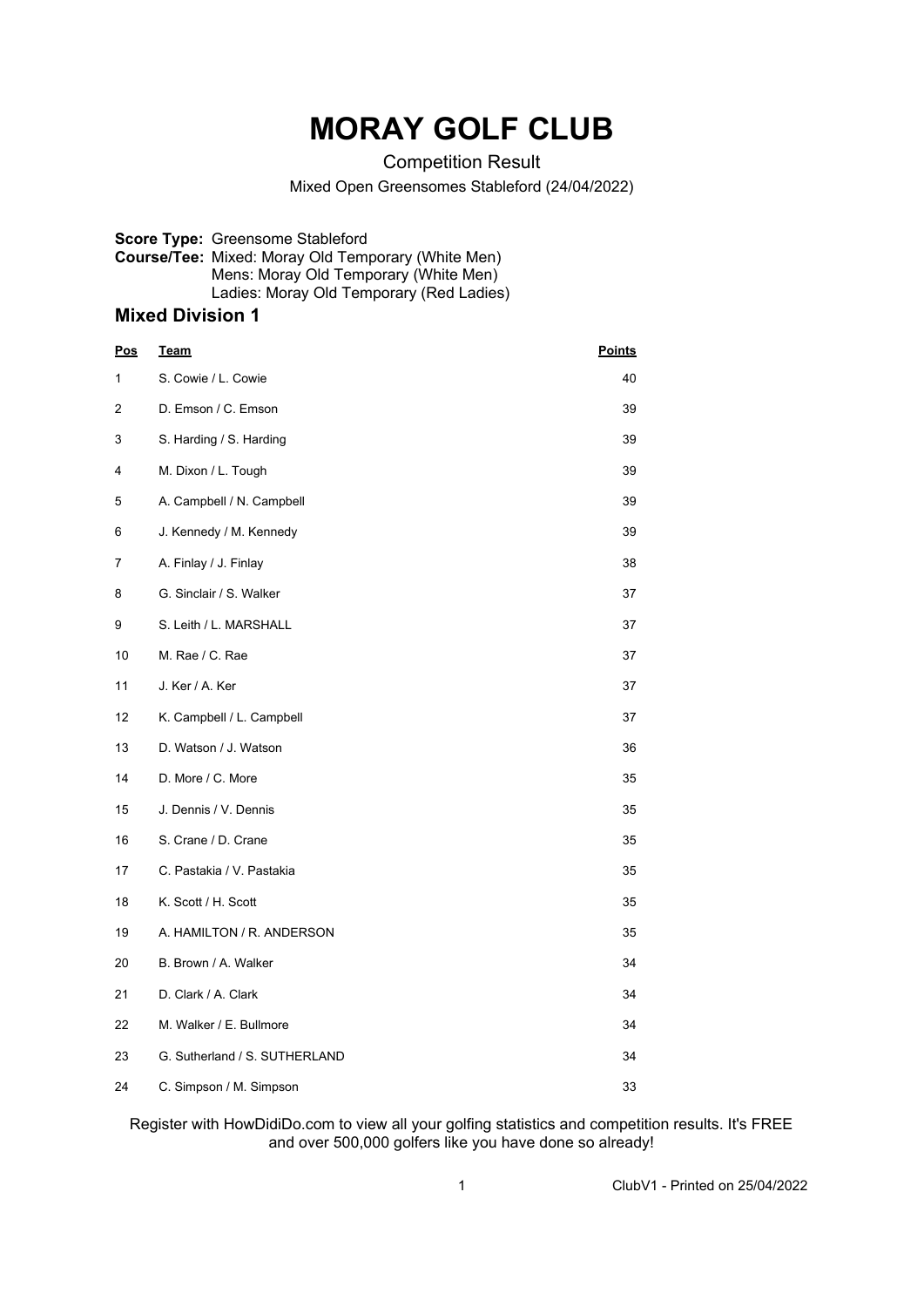# MORAY GOLF CLUB

Competition Result

Mixed Open Greensomes Stableford (24/04/2022)

**Score Type:** Greensome Stableford
**Course/Tee:** Mixed: Moray Old Temporary (White Men)
Mens: Moray Old Temporary (White Men)
Ladies: Moray Old Temporary (Red Ladies)

## Mixed Division 1

| Pos | Team | Points |
|---|---|---|
| 1 | S. Cowie / L. Cowie | 40 |
| 2 | D. Emson / C. Emson | 39 |
| 3 | S. Harding / S. Harding | 39 |
| 4 | M. Dixon / L. Tough | 39 |
| 5 | A. Campbell / N. Campbell | 39 |
| 6 | J. Kennedy / M. Kennedy | 39 |
| 7 | A. Finlay / J. Finlay | 38 |
| 8 | G. Sinclair / S. Walker | 37 |
| 9 | S. Leith / L. MARSHALL | 37 |
| 10 | M. Rae / C. Rae | 37 |
| 11 | J. Ker / A. Ker | 37 |
| 12 | K. Campbell / L. Campbell | 37 |
| 13 | D. Watson / J. Watson | 36 |
| 14 | D. More / C. More | 35 |
| 15 | J. Dennis / V. Dennis | 35 |
| 16 | S. Crane / D. Crane | 35 |
| 17 | C. Pastakia / V. Pastakia | 35 |
| 18 | K. Scott / H. Scott | 35 |
| 19 | A. HAMILTON / R. ANDERSON | 35 |
| 20 | B. Brown / A. Walker | 34 |
| 21 | D. Clark / A. Clark | 34 |
| 22 | M. Walker / E. Bullmore | 34 |
| 23 | G. Sutherland / S. SUTHERLAND | 34 |
| 24 | C. Simpson / M. Simpson | 33 |

Register with HowDidiDo.com to view all your golfing statistics and competition results. It's FREE and over 500,000 golfers like you have done so already!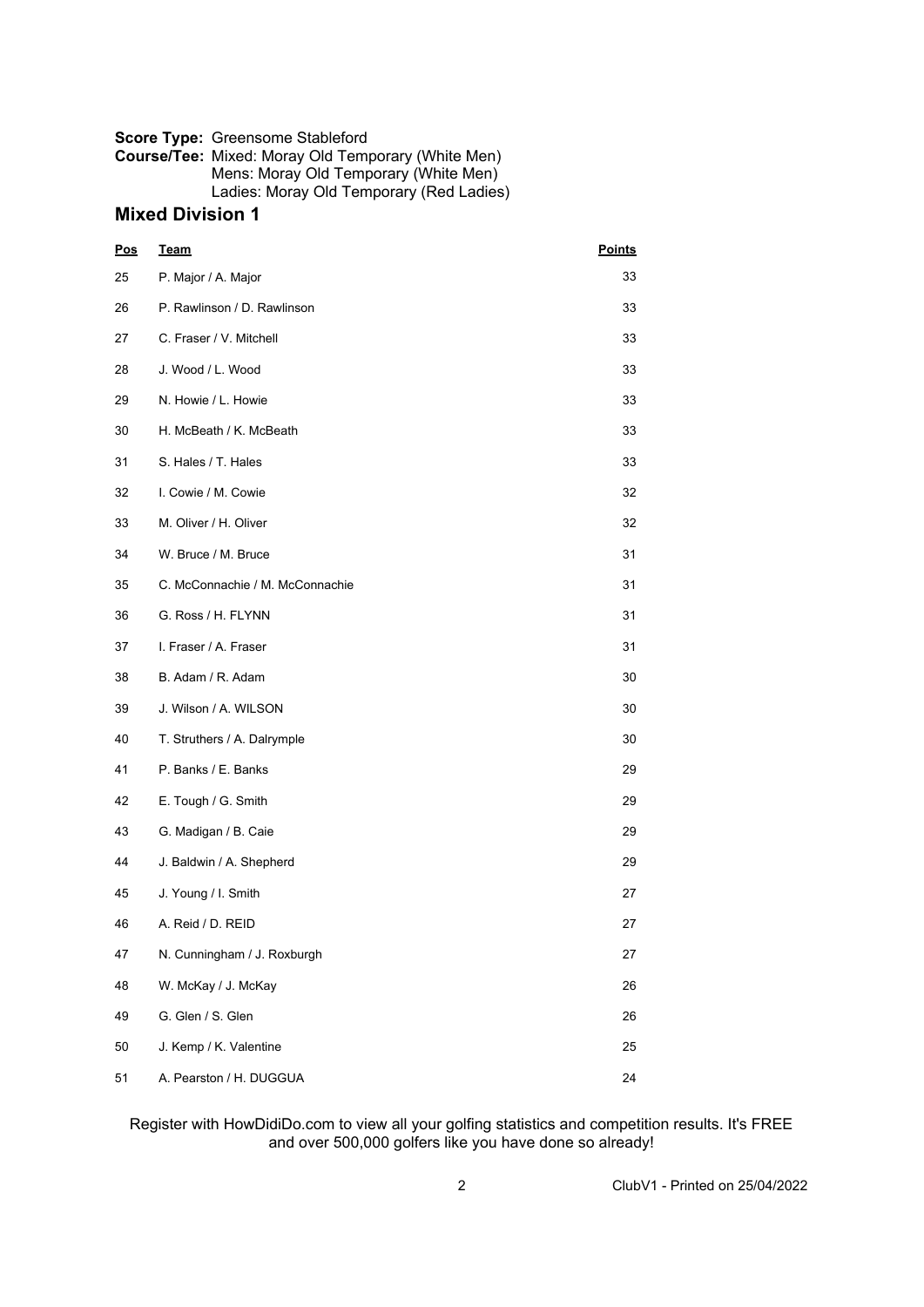**Score Type:** Greensome Stableford
**Course/Tee:** Mixed: Moray Old Temporary (White Men)
Mens: Moray Old Temporary (White Men)
Ladies: Moray Old Temporary (Red Ladies)

## Mixed Division 1

| Pos | Team | Points |
|---|---|---|
| 25 | P. Major / A. Major | 33 |
| 26 | P. Rawlinson / D. Rawlinson | 33 |
| 27 | C. Fraser / V. Mitchell | 33 |
| 28 | J. Wood / L. Wood | 33 |
| 29 | N. Howie / L. Howie | 33 |
| 30 | H. McBeath / K. McBeath | 33 |
| 31 | S. Hales / T. Hales | 33 |
| 32 | I. Cowie / M. Cowie | 32 |
| 33 | M. Oliver / H. Oliver | 32 |
| 34 | W. Bruce / M. Bruce | 31 |
| 35 | C. McConnachie / M. McConnachie | 31 |
| 36 | G. Ross / H. FLYNN | 31 |
| 37 | I. Fraser / A. Fraser | 31 |
| 38 | B. Adam / R. Adam | 30 |
| 39 | J. Wilson / A. WILSON | 30 |
| 40 | T. Struthers / A. Dalrymple | 30 |
| 41 | P. Banks / E. Banks | 29 |
| 42 | E. Tough / G. Smith | 29 |
| 43 | G. Madigan / B. Caie | 29 |
| 44 | J. Baldwin / A. Shepherd | 29 |
| 45 | J. Young / I. Smith | 27 |
| 46 | A. Reid / D. REID | 27 |
| 47 | N. Cunningham / J. Roxburgh | 27 |
| 48 | W. McKay / J. McKay | 26 |
| 49 | G. Glen / S. Glen | 26 |
| 50 | J. Kemp / K. Valentine | 25 |
| 51 | A. Pearston / H. DUGGUA | 24 |

Register with HowDidiDo.com to view all your golfing statistics and competition results. It's FREE and over 500,000 golfers like you have done so already!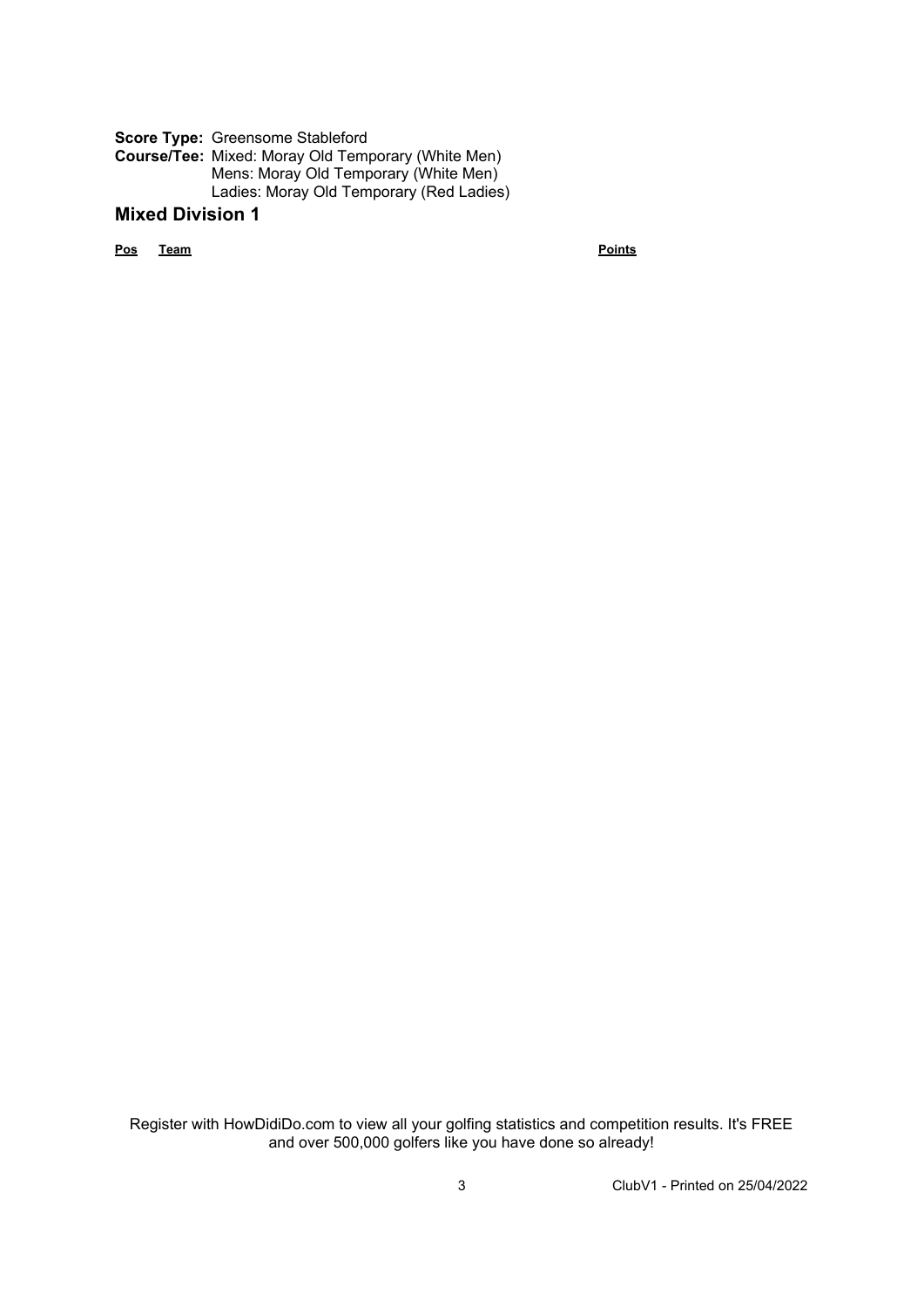**Score Type:** Greensome Stableford
**Course/Tee:** Mixed: Moray Old Temporary (White Men)
Mens: Moray Old Temporary (White Men)
Ladies: Moray Old Temporary (Red Ladies)

## Mixed Division 1

| Pos | Team | Points |
| --- | --- | --- |

Register with HowDidiDo.com to view all your golfing statistics and competition results. It's FREE and over 500,000 golfers like you have done so already!